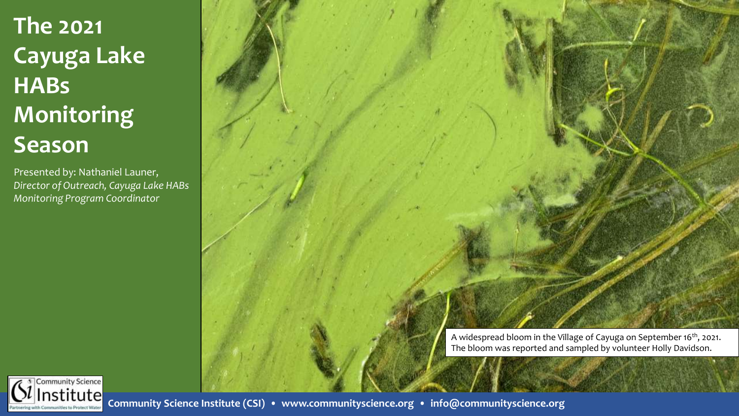# The 2021 Cayuga Lake HABs Monitoring Season

Presented by: Nathaniel Launer, *Director of Outreach, Cayuga Lake HABs Monitoring Program Coordinator*

A widespread bloom in the Village of Cayuga on September 16th, 2021. The bloom was reported and sampled by volunteer Holly Davidson.

**Community Science Institute (CSI) • www.communityscience.org • info@communityscience.org**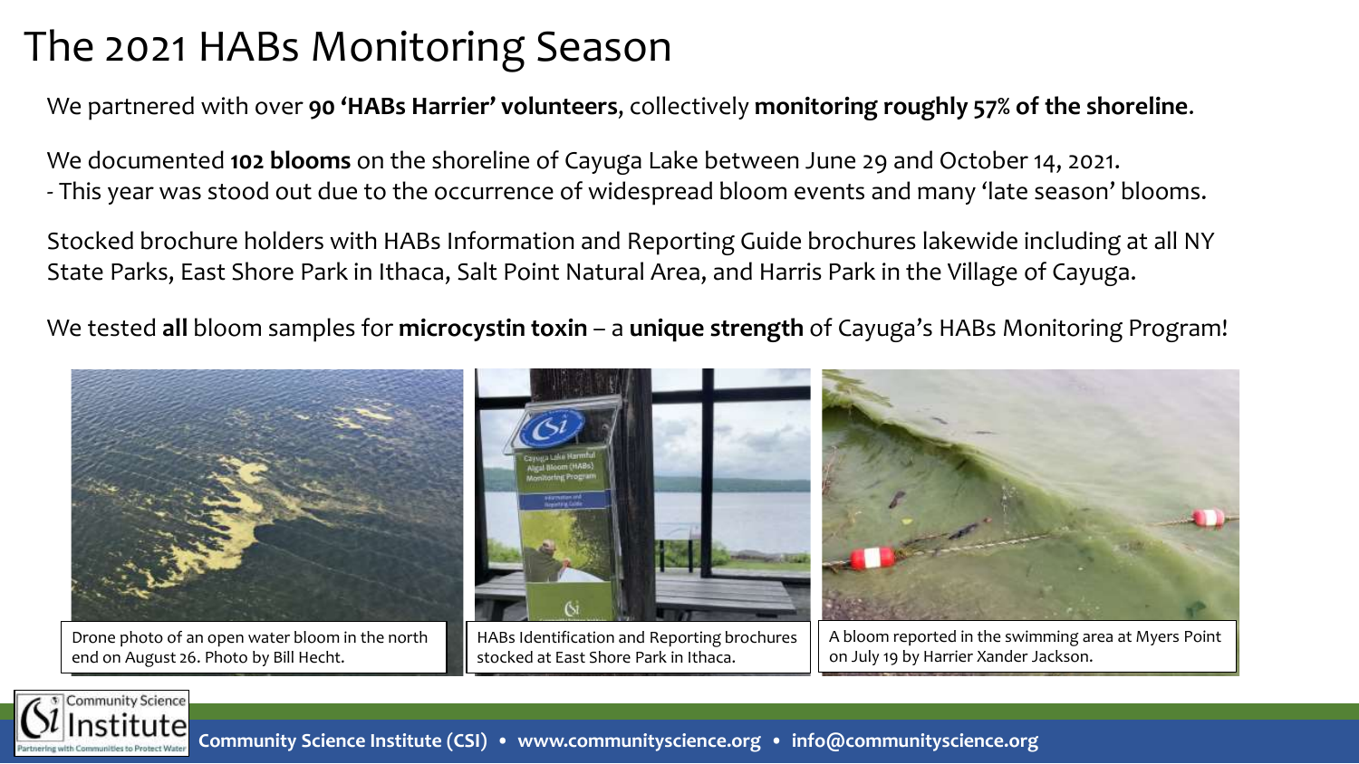# The 2021 HABs Monitoring Season

We partnered with over **90 'HABs Harrier' volunteers**, collectively **monitoring roughly 57% of the shoreline**.

We documented **102 blooms** on the shoreline of Cayuga Lake between June 29 and October 14, 2021.
- This year was stood out due to the occurrence of widespread bloom events and many 'late season' blooms.

Stocked brochure holders with HABs Information and Reporting Guide brochures lakewide including at all NY State Parks, East Shore Park in Ithaca, Salt Point Natural Area, and Harris Park in the Village of Cayuga.

We tested **all** bloom samples for **microcystin toxin** – a **unique strength** of Cayuga's HABs Monitoring Program!

Drone photo of an open water bloom in the north end on August 26. Photo by Bill Hecht.

HABs Identification and Reporting brochures stocked at East Shore Park in Ithaca.

A bloom reported in the swimming area at Myers Point on July 19 by Harrier Xander Jackson.

Community Science Institute (CSI) • www.communityscience.org • info@communityscience.org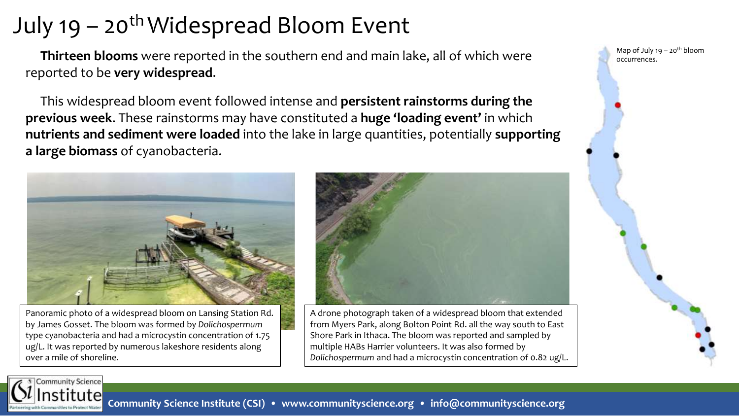# July 19 – 20th Widespread Bloom Event

**Thirteen blooms** were reported in the southern end and main lake, all of which were reported to be **very widespread**.

This widespread bloom event followed intense and **persistent rainstorms during the previous week**. These rainstorms may have constituted a **huge 'loading event'** in which **nutrients and sediment were loaded** into the lake in large quantities, potentially **supporting a large biomass** of cyanobacteria.

Panoramic photo of a widespread bloom on Lansing Station Rd. by James Gosset. The bloom was formed by *Dolichospermum* type cyanobacteria and had a microcystin concentration of 1.75 ug/L. It was reported by numerous lakeshore residents along over a mile of shoreline.

A drone photograph taken of a widespread bloom that extended from Myers Park, along Bolton Point Rd. all the way south to East Shore Park in Ithaca. The bloom was reported and sampled by multiple HABs Harrier volunteers. It was also formed by *Dolichospermum* and had a microcystin concentration of 0.82 ug/L.

Map of July 19 – 20th bloom occurrences.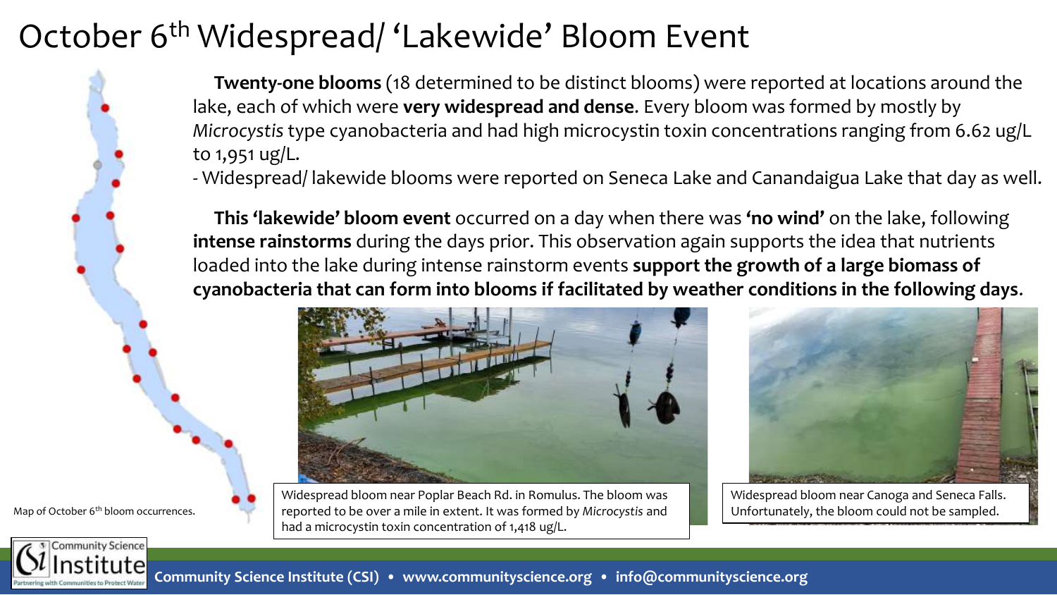# October 6th Widespread/ 'Lakewide' Bloom Event

**Twenty-one blooms** (18 determined to be distinct blooms) were reported at locations around the lake, each of which were **very widespread and dense**. Every bloom was formed by mostly by *Microcystis* type cyanobacteria and had high microcystin toxin concentrations ranging from 6.62 ug/L to 1,951 ug/L.

- Widespread/ lakewide blooms were reported on Seneca Lake and Canandaigua Lake that day as well.

**This 'lakewide' bloom event** occurred on a day when there was **'no wind'** on the lake, following **intense rainstorms** during the days prior. This observation again supports the idea that nutrients loaded into the lake during intense rainstorm events **support the growth of a large biomass of cyanobacteria that can form into blooms if facilitated by weather conditions in the following days**.

Map of October 6th bloom occurrences.

Widespread bloom near Poplar Beach Rd. in Romulus. The bloom was reported to be over a mile in extent. It was formed by *Microcystis* and had a microcystin toxin concentration of 1,418 ug/L.

Widespread bloom near Canoga and Seneca Falls. Unfortunately, the bloom could not be sampled.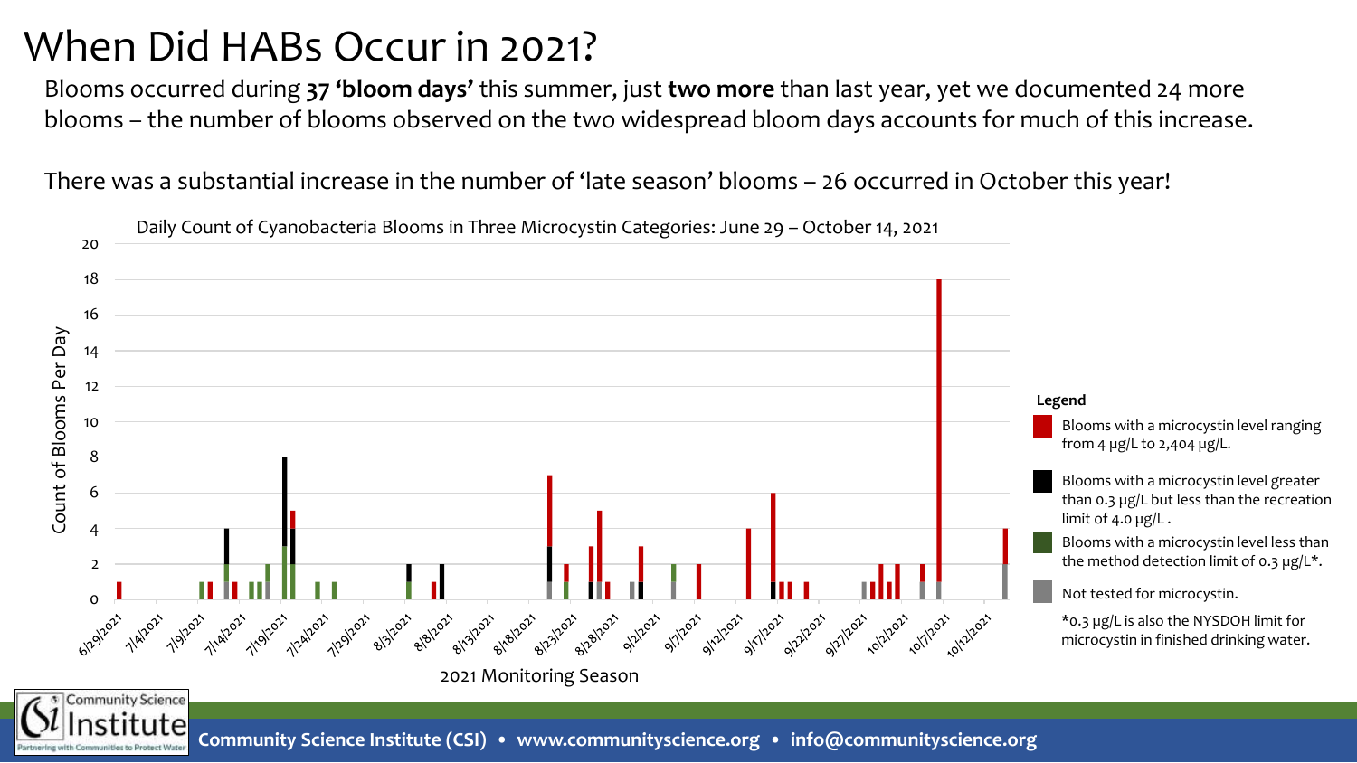# When Did HABs Occur in 2021?

Blooms occurred during **37 'bloom days'** this summer, just **two more** than last year, yet we documented 24 more blooms – the number of blooms observed on the two widespread bloom days accounts for much of this increase.

There was a substantial increase in the number of 'late season' blooms – 26 occurred in October this year!

Daily Count of Cyanobacteria Blooms in Three Microcystin Categories: June 29 – October 14, 2021

Count of Blooms Per Day

2021 Monitoring Season

**Legend**

- Blooms with a microcystin level ranging from 4 µg/L to 2,404 µg/L.
- Blooms with a microcystin level greater than 0.3 µg/L but less than the recreation limit of 4.0 µg/L .
- Blooms with a microcystin level less than the method detection limit of 0.3 µg/L*.
- Not tested for microcystin.

*0.3 µg/L is also the NYSDOH limit for microcystin in finished drinking water.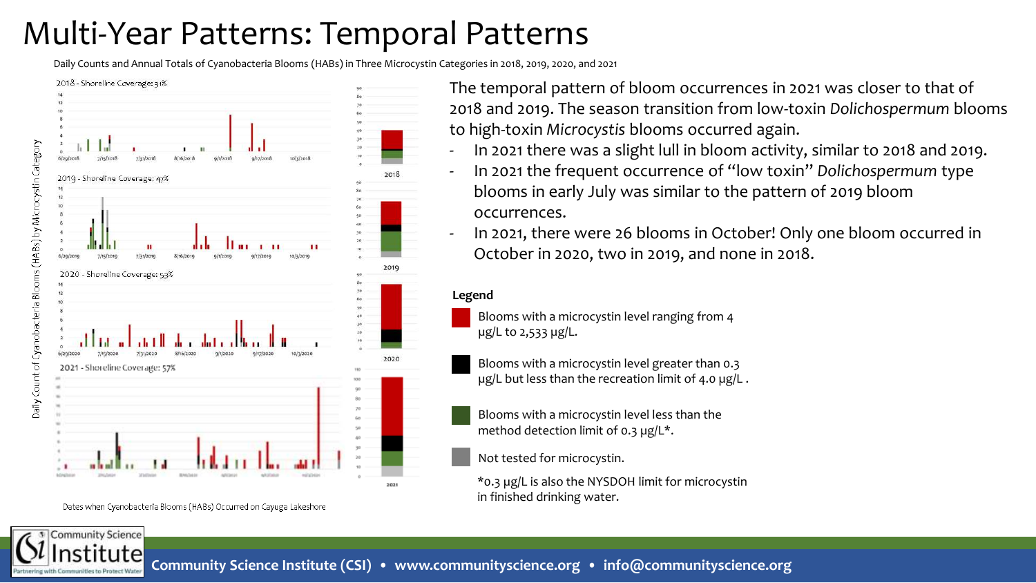# Multi-Year Patterns: Temporal Patterns

Daily Counts and Annual Totals of Cyanobacteria Blooms (HABs) in Three Microcystin Categories in 2018, 2019, 2020, and 2021

2018 - Shoreline Coverage: 31%

2019 - Shoreline Coverage: 47%

2020 - Shoreline Coverage: 53%

2021 - Shoreline Coverage: 57%

Daily Count of Cyanobacteria Blooms (HABs) by Microcystin Category

Dates when Cyanobacteria Blooms (HABs) Occurred on Cayuga Lakeshore

The temporal pattern of bloom occurrences in 2021 was closer to that of 2018 and 2019. The season transition from low-toxin *Dolichospermum* blooms to high-toxin *Microcystis* blooms occurred again.

- In 2021 there was a slight lull in bloom activity, similar to 2018 and 2019.
- In 2021 the frequent occurrence of "low toxin" *Dolichospermum* type blooms in early July was similar to the pattern of 2019 bloom occurrences.
- In 2021, there were 26 blooms in October! Only one bloom occurred in October in 2020, two in 2019, and none in 2018.

**Legend**

- Blooms with a microcystin level ranging from 4 μg/L to 2,533 μg/L.
- Blooms with a microcystin level greater than 0.3 μg/L but less than the recreation limit of 4.0 μg/L .
- Blooms with a microcystin level less than the method detection limit of 0.3 μg/L*.
- Not tested for microcystin.

*0.3 μg/L is also the NYSDOH limit for microcystin in finished drinking water.

Community Science Institute (CSI) • www.communityscience.org • info@communityscience.org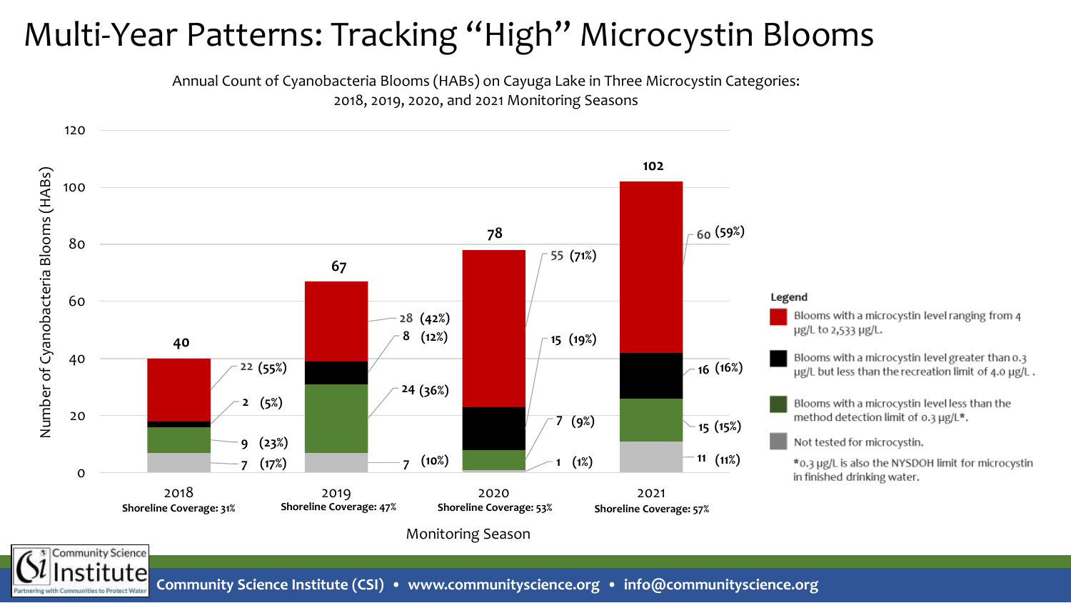# Multi-Year Patterns: Tracking "High" Microcystin Blooms

Annual Count of Cyanobacteria Blooms (HABs) on Cayuga Lake in Three Microcystin Categories: 2018, 2019, 2020, and 2021 Monitoring Seasons

| Monitoring Season | Blooms with a microcystin level ranging from 4 µg/L to 2,533 µg/L | Blooms with a microcystin level greater than 0.3 µg/L but less than the recreation limit of 4.0 µg/L | Blooms with a microcystin level less than the method detection limit of 0.3 µg/L* | Not tested for microcystin | Total | Shoreline Coverage |
|---|---|---|---|---|---|---|
| 2018 | 22 (55%) | 2 (5%) | 9 (23%) | 7 (17%) | 40 | 31% |
| 2019 | 28 (42%) | 8 (12%) | 24 (36%) | 7 (10%) | 67 | 47% |
| 2020 | 55 (71%) | 15 (19%) | 7 (9%) | 1 (1%) | 78 | 53% |
| 2021 | 60 (59%) | 16 (16%) | 15 (15%) | 11 (11%) | 102 | 57% |

*0.3 µg/L is also the NYSDOH limit for microcystin in finished drinking water.

Community Science Institute (CSI) • www.communityscience.org • info@communityscience.org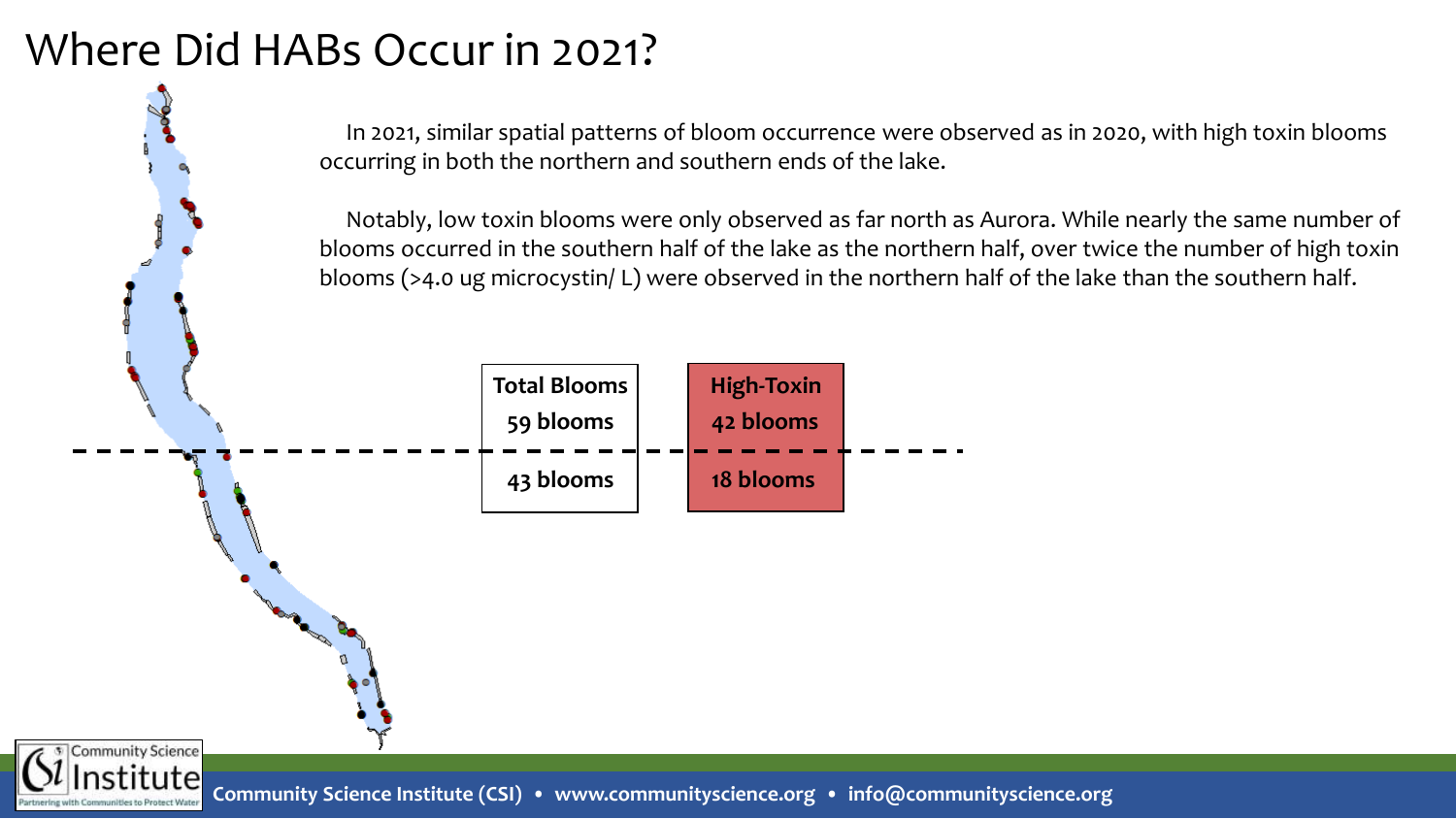# Where Did HABs Occur in 2021?

In 2021, similar spatial patterns of bloom occurrence were observed as in 2020, with high toxin blooms occurring in both the northern and southern ends of the lake.

Notably, low toxin blooms were only observed as far north as Aurora. While nearly the same number of blooms occurred in the southern half of the lake as the northern half, over twice the number of high toxin blooms (>4.0 ug microcystin/ L) were observed in the northern half of the lake than the southern half.

| | Total Blooms | High-Toxin |
| --- | --- | --- |
| Northern half | 59 blooms | 42 blooms |
| Southern half | 43 blooms | 18 blooms |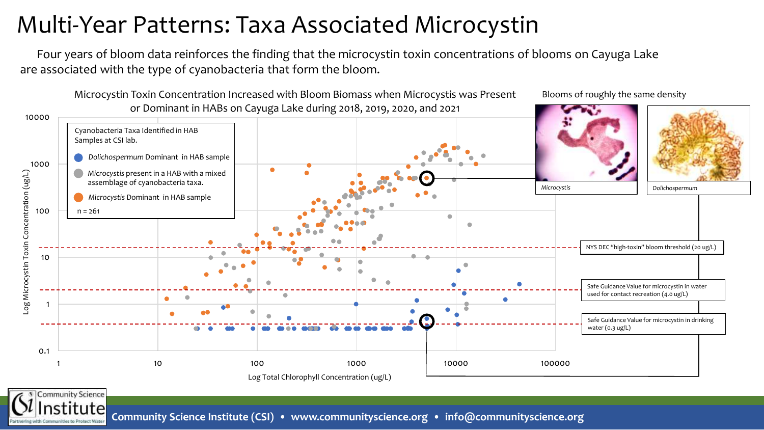# Multi-Year Patterns: Taxa Associated Microcystin

Four years of bloom data reinforces the finding that the microcystin toxin concentrations of blooms on Cayuga Lake are associated with the type of cyanobacteria that form the bloom.

Microcystin Toxin Concentration Increased with Bloom Biomass when Microcystis was Present or Dominant in HABs on Cayuga Lake during 2018, 2019, 2020, and 2021

Cyanobacteria Taxa Identified in HAB Samples at CSI lab.

- *Dolichospermum* Dominant in HAB sample
- *Microcystis* present in a HAB with a mixed assemblage of cyanobacteria taxa.
- *Microcystis* Dominant in HAB sample

n = 261

Log Microcystin Toxin Concentration (ug/L)

Log Total Chlorophyll Concentration (ug/L)

NYS DEC "high-toxin" bloom threshold (20 ug/L)

Safe Guidance Value for microcystin in water used for contact recreation (4.0 ug/L)

Safe Guidance Value for microcystin in drinking water (0.3 ug/L)

Blooms of roughly the same density

*Microcystis*

*Dolichospermum*

**Community Science Institute (CSI) • www.communityscience.org • info@communityscience.org**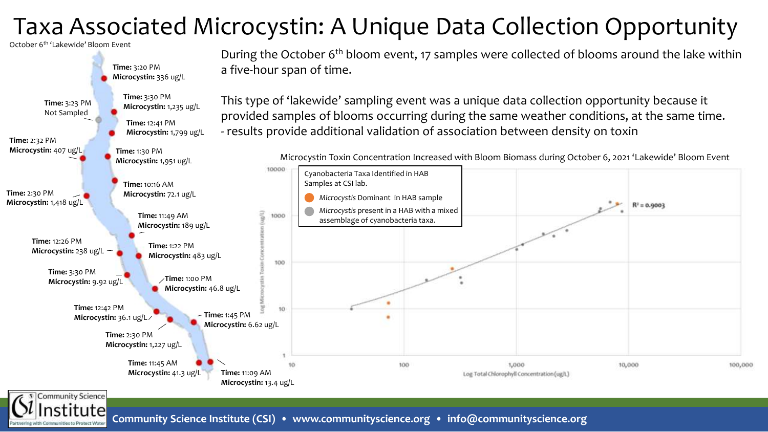# Taxa Associated Microcystin: A Unique Data Collection Opportunity

October 6th 'Lakewide' Bloom Event

**Time:** 3:20 PM
**Microcystin:** 336 ug/L

**Time:** 3:23 PM
Not Sampled

**Time:** 3:30 PM
**Microcystin:** 1,235 ug/L

**Time:** 12:41 PM
**Microcystin:** 1,799 ug/L

**Time:** 2:32 PM
**Microcystin:** 407 ug/L

**Time:** 1:30 PM
**Microcystin:** 1,951 ug/L

**Time:** 2:30 PM
**Microcystin:** 1,418 ug/L

**Time:** 10:16 AM
**Microcystin:** 72.1 ug/L

**Time:** 11:49 AM
**Microcystin:** 189 ug/L

**Time:** 12:26 PM
**Microcystin:** 238 ug/L

**Time:** 1:22 PM
**Microcystin:** 483 ug/L

**Time:** 3:30 PM
**Microcystin:** 9.92 ug/L

**Time:** 1:00 PM
**Microcystin:** 46.8 ug/L

**Time:** 12:42 PM
**Microcystin:** 36.1 ug/L

**Time:** 1:45 PM
**Microcystin:** 6.62 ug/L

**Time:** 2:30 PM
**Microcystin:** 1,227 ug/L

**Time:** 11:45 AM
**Microcystin:** 41.3 ug/L

**Time:** 11:09 AM
**Microcystin:** 13.4 ug/L

During the October 6th bloom event, 17 samples were collected of blooms around the lake within a five-hour span of time.

This type of 'lakewide' sampling event was a unique data collection opportunity because it provided samples of blooms occurring during the same weather conditions, at the same time.
- results provide additional validation of association between density on toxin

Microcystin Toxin Concentration Increased with Bloom Biomass during October 6, 2021 'Lakewide' Bloom Event

Cyanobacteria Taxa Identified in HAB Samples at CSI lab.
- *Microcystis* Dominant in HAB sample
- *Microcystis* present in a HAB with a mixed assemblage of cyanobacteria taxa.

$R^2 = 0.9003$

Log Microcystin Toxin Concentration (ug/L)

Log Total Chlorophyll Concentration (ug/L)

**Community Science Institute (CSI) • www.communityscience.org • info@communityscience.org**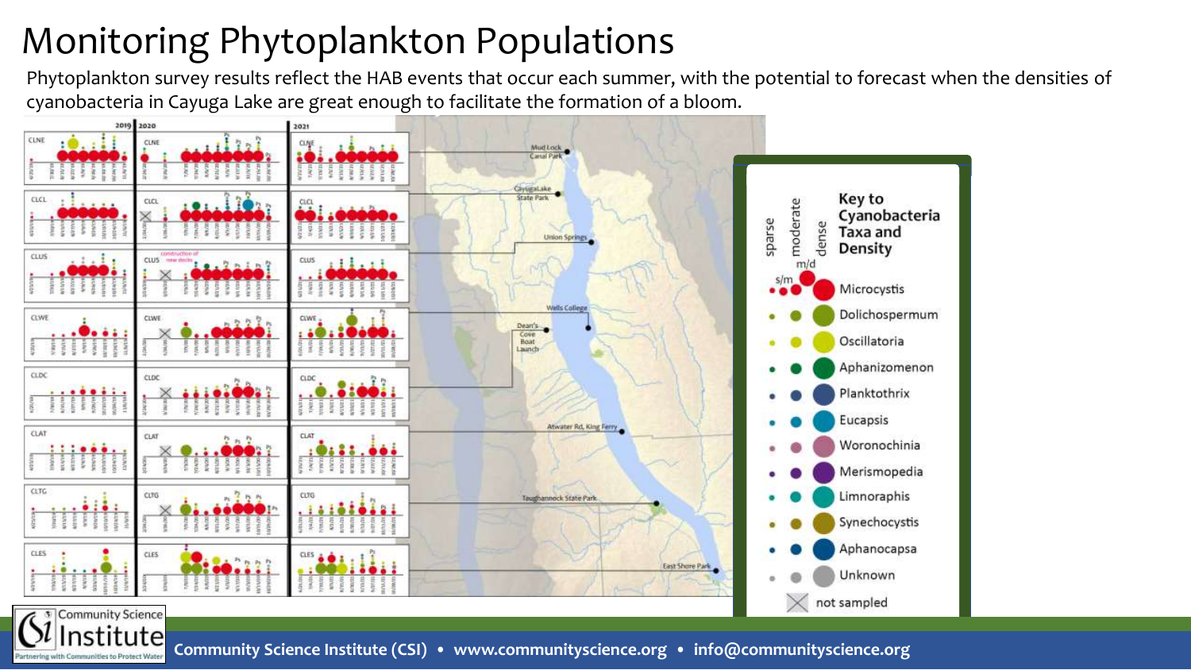# Monitoring Phytoplankton Populations

Phytoplankton survey results reflect the HAB events that occur each summer, with the potential to forecast when the densities of cyanobacteria in Cayuga Lake are great enough to facilitate the formation of a bloom.

2019 | 2020 | 2021

CLNE — Mud Lock Canal Park

CLCL — Cayuga Lake State Park

CLUS — Union Springs

CLWE — Wells College

CLDC — Dean's Cove Boat Launch

CLAT — Atwater Rd, King Ferry

CLTG — Taughannock State Park

CLES — East Shore Park

**Key to Cyanobacteria Taxa and Density**

sparse | moderate | dense

- Microcystis
- Dolichospermum
- Oscillatoria
- Aphanizomenon
- Planktothrix
- Eucapsis
- Woronochinia
- Merismopedia
- Limnoraphis
- Synechocystis
- Aphanocapsa
- Unknown
- not sampled

Community Science Institute (CSI) • www.communityscience.org • info@communityscience.org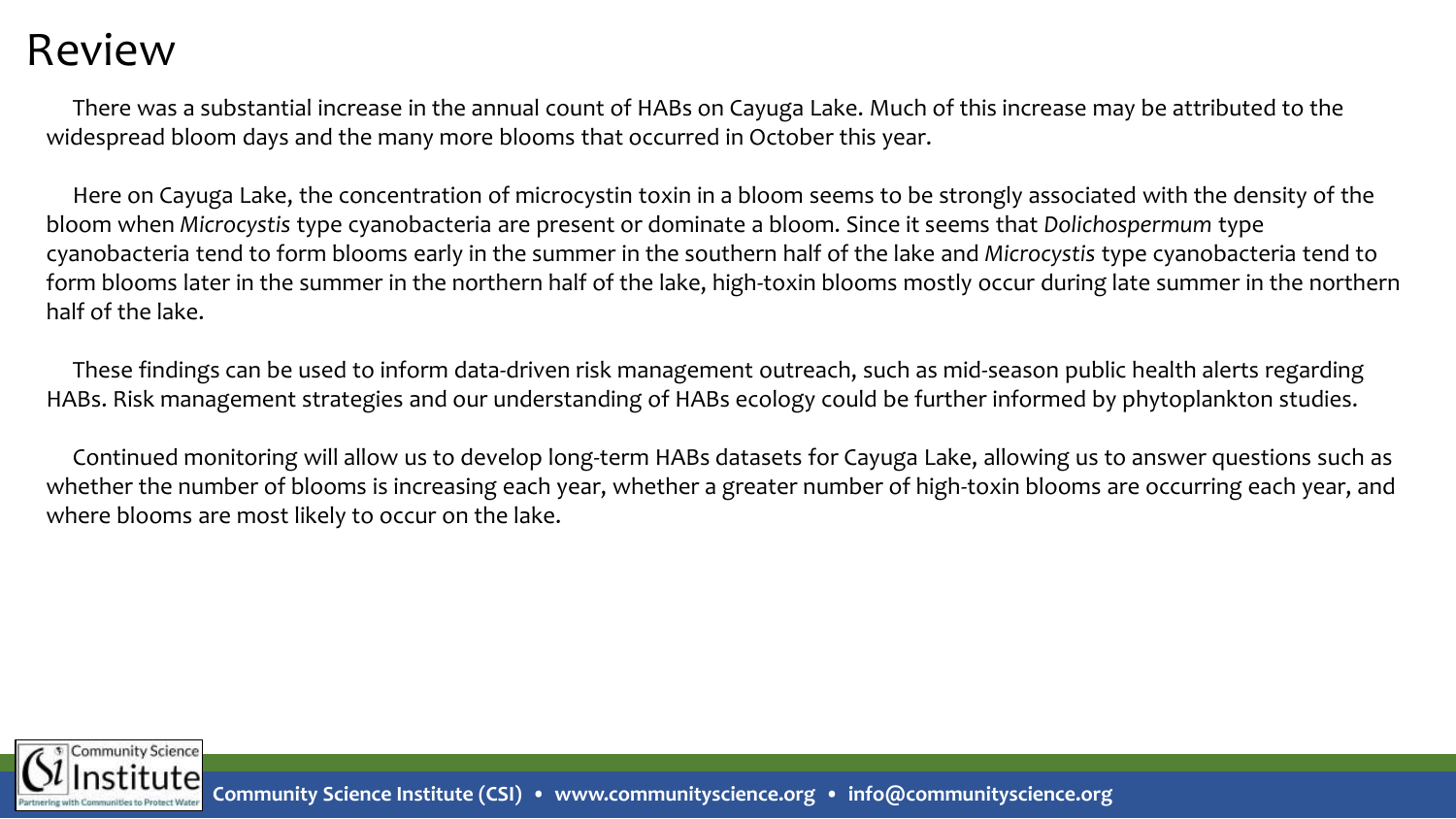# Review

There was a substantial increase in the annual count of HABs on Cayuga Lake. Much of this increase may be attributed to the widespread bloom days and the many more blooms that occurred in October this year.

Here on Cayuga Lake, the concentration of microcystin toxin in a bloom seems to be strongly associated with the density of the bloom when *Microcystis* type cyanobacteria are present or dominate a bloom. Since it seems that *Dolichospermum* type cyanobacteria tend to form blooms early in the summer in the southern half of the lake and *Microcystis* type cyanobacteria tend to form blooms later in the summer in the northern half of the lake, high-toxin blooms mostly occur during late summer in the northern half of the lake.

These findings can be used to inform data-driven risk management outreach, such as mid-season public health alerts regarding HABs. Risk management strategies and our understanding of HABs ecology could be further informed by phytoplankton studies.

Continued monitoring will allow us to develop long-term HABs datasets for Cayuga Lake, allowing us to answer questions such as whether the number of blooms is increasing each year, whether a greater number of high-toxin blooms are occurring each year, and where blooms are most likely to occur on the lake.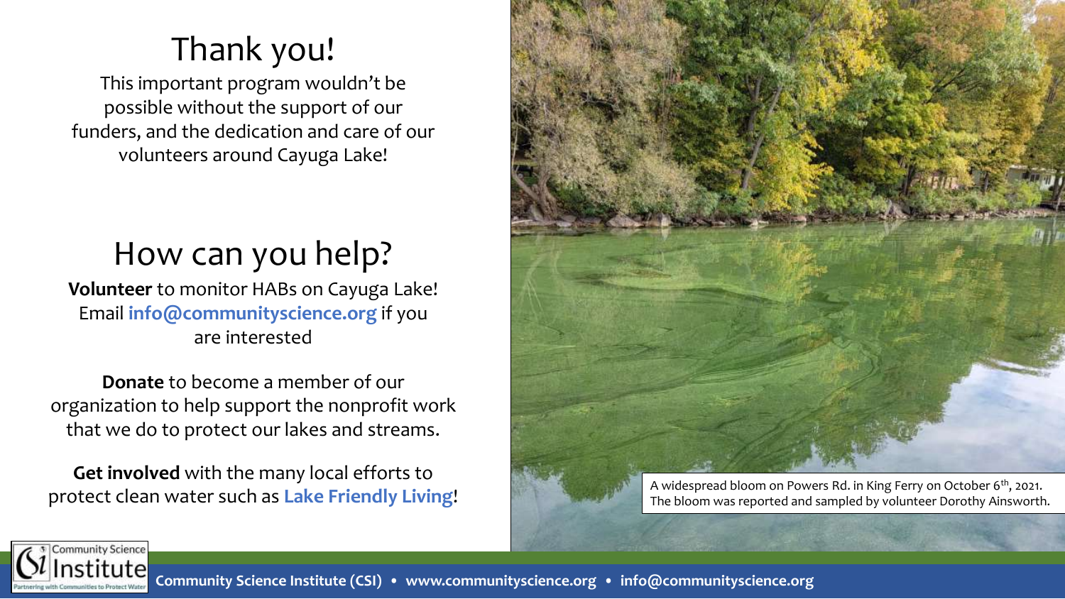# Thank you!

This important program wouldn't be possible without the support of our funders, and the dedication and care of our volunteers around Cayuga Lake!

# How can you help?

**Volunteer** to monitor HABs on Cayuga Lake! Email **info@communityscience.org** if you are interested

**Donate** to become a member of our organization to help support the nonprofit work that we do to protect our lakes and streams.

**Get involved** with the many local efforts to protect clean water such as **Lake Friendly Living**!

A widespread bloom on Powers Rd. in King Ferry on October 6th, 2021. The bloom was reported and sampled by volunteer Dorothy Ainsworth.

**Community Science Institute (CSI) • www.communityscience.org • info@communityscience.org**